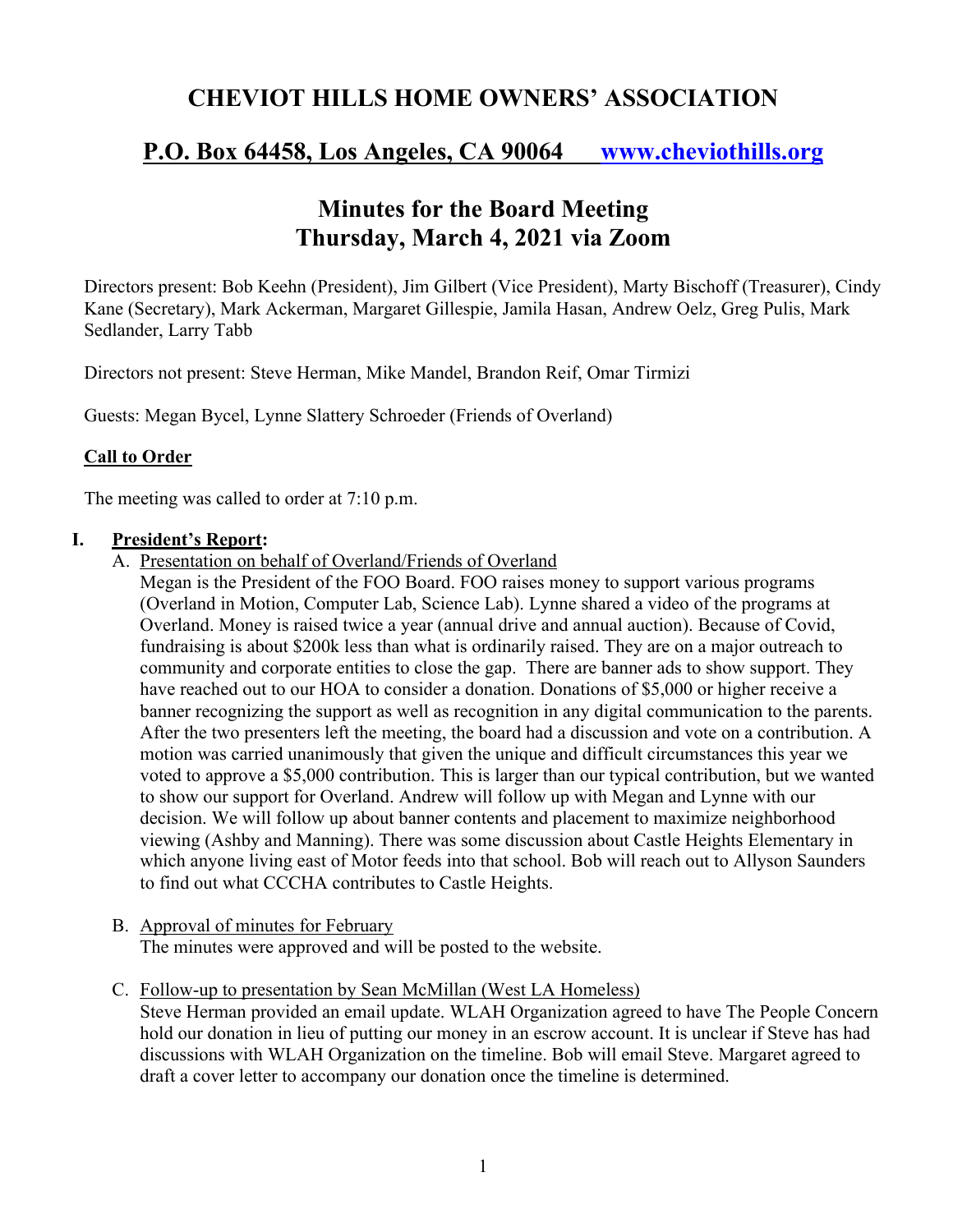# CHEVIOT HILLS HOME OWNERS' ASSOCIATION

## P.O. Box 64458, Los Angeles, CA 90064 [www.cheviothills.org](http://www.cheviothills.org)

## Minutes for the Board Meeting
## Thursday, March 4, 2021 via Zoom

Directors present: Bob Keehn (President), Jim Gilbert (Vice President), Marty Bischoff (Treasurer), Cindy Kane (Secretary), Mark Ackerman, Margaret Gillespie, Jamila Hasan, Andrew Oelz, Greg Pulis, Mark Sedlander, Larry Tabb

Directors not present: Steve Herman, Mike Mandel, Brandon Reif, Omar Tirmizi

Guests: Megan Bycel, Lynne Slattery Schroeder (Friends of Overland)

**Call to Order**

The meeting was called to order at 7:10 p.m.

**I. President's Report:**

A. Presentation on behalf of Overland/Friends of Overland

Megan is the President of the FOO Board. FOO raises money to support various programs (Overland in Motion, Computer Lab, Science Lab). Lynne shared a video of the programs at Overland. Money is raised twice a year (annual drive and annual auction). Because of Covid, fundraising is about $200k less than what is ordinarily raised. They are on a major outreach to community and corporate entities to close the gap. There are banner ads to show support. They have reached out to our HOA to consider a donation. Donations of $5,000 or higher receive a banner recognizing the support as well as recognition in any digital communication to the parents. After the two presenters left the meeting, the board had a discussion and vote on a contribution. A motion was carried unanimously that given the unique and difficult circumstances this year we voted to approve a $5,000 contribution. This is larger than our typical contribution, but we wanted to show our support for Overland. Andrew will follow up with Megan and Lynne with our decision. We will follow up about banner contents and placement to maximize neighborhood viewing (Ashby and Manning). There was some discussion about Castle Heights Elementary in which anyone living east of Motor feeds into that school. Bob will reach out to Allyson Saunders to find out what CCCHA contributes to Castle Heights.

B. Approval of minutes for February

The minutes were approved and will be posted to the website.

C. Follow-up to presentation by Sean McMillan (West LA Homeless)

Steve Herman provided an email update. WLAH Organization agreed to have The People Concern hold our donation in lieu of putting our money in an escrow account. It is unclear if Steve has had discussions with WLAH Organization on the timeline. Bob will email Steve. Margaret agreed to draft a cover letter to accompany our donation once the timeline is determined.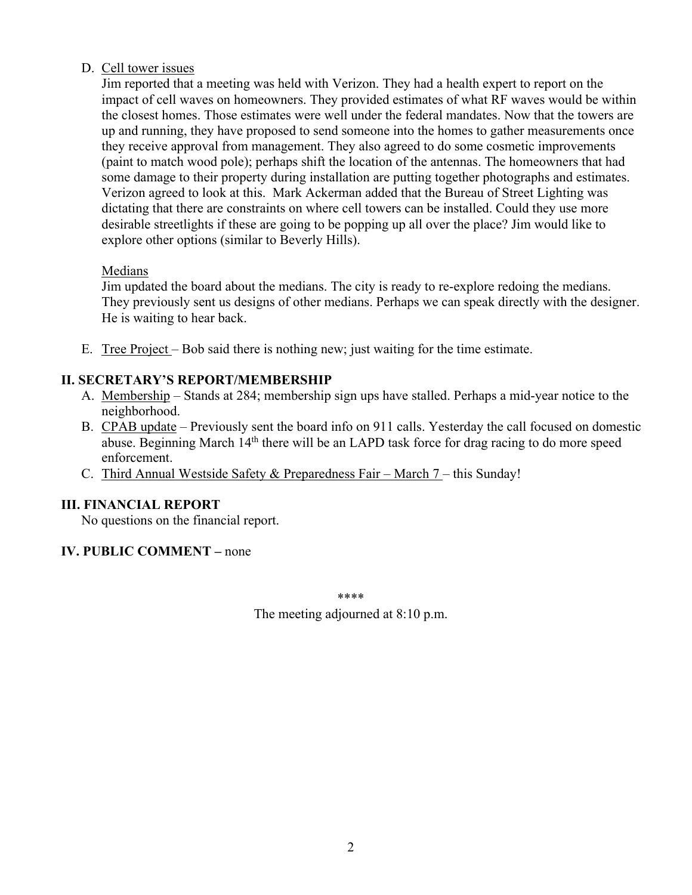D. <u>Cell tower issues</u>

   Jim reported that a meeting was held with Verizon. They had a health expert to report on the impact of cell waves on homeowners. They provided estimates of what RF waves would be within the closest homes. Those estimates were well under the federal mandates. Now that the towers are up and running, they have proposed to send someone into the homes to gather measurements once they receive approval from management. They also agreed to do some cosmetic improvements (paint to match wood pole); perhaps shift the location of the antennas. The homeowners that had some damage to their property during installation are putting together photographs and estimates. Verizon agreed to look at this. Mark Ackerman added that the Bureau of Street Lighting was dictating that there are constraints on where cell towers can be installed. Could they use more desirable streetlights if these are going to be popping up all over the place? Jim would like to explore other options (similar to Beverly Hills).

   <u>Medians</u>

   Jim updated the board about the medians. The city is ready to re-explore redoing the medians. They previously sent us designs of other medians. Perhaps we can speak directly with the designer. He is waiting to hear back.

E. <u>Tree Project</u> – Bob said there is nothing new; just waiting for the time estimate.

## II. SECRETARY'S REPORT/MEMBERSHIP

A. <u>Membership</u> – Stands at 284; membership sign ups have stalled. Perhaps a mid-year notice to the neighborhood.
B. <u>CPAB update</u> – Previously sent the board info on 911 calls. Yesterday the call focused on domestic abuse. Beginning March 14th there will be an LAPD task force for drag racing to do more speed enforcement.
C. <u>Third Annual Westside Safety & Preparedness Fair – March 7</u> – this Sunday!

## III. FINANCIAL REPORT

No questions on the financial report.

## IV. PUBLIC COMMENT – none

****

The meeting adjourned at 8:10 p.m.